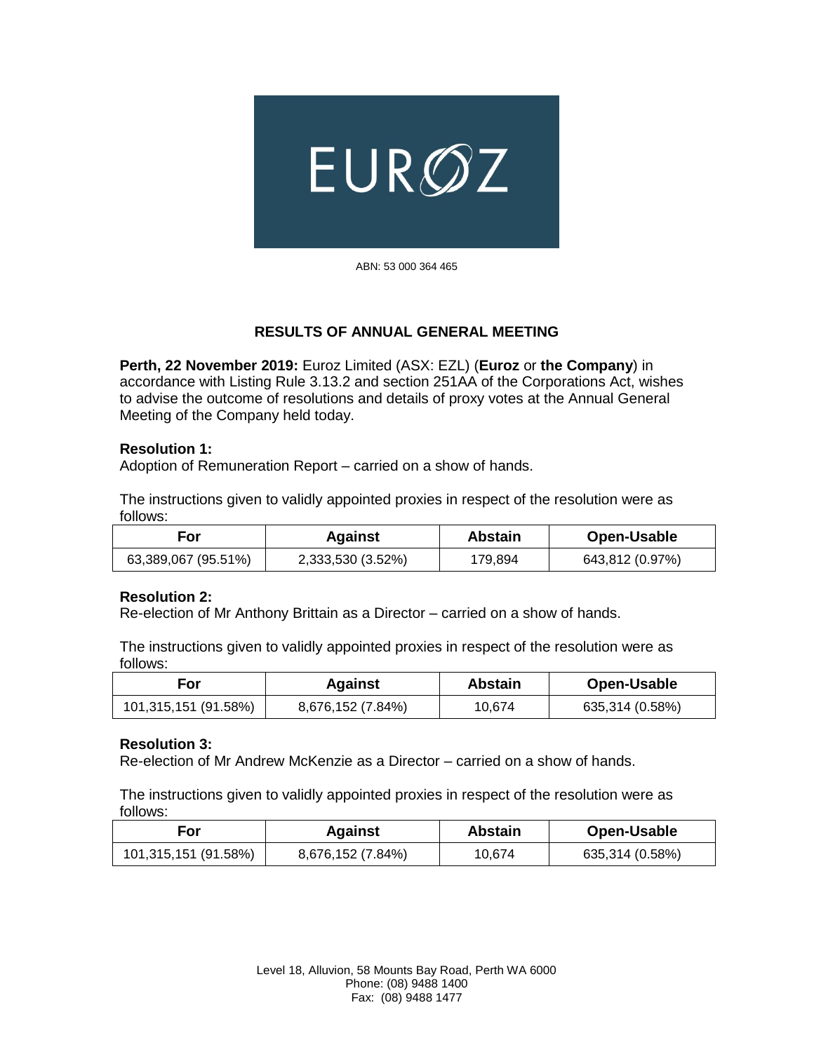EUROZ

ABN: 53 000 364 465

## RESULTS OF ANNUAL GENERAL MEETING

**Perth, 22 November 2019:** Euroz Limited (ASX: EZL) (**Euroz** or **the Company**) in accordance with Listing Rule 3.13.2 and section 251AA of the Corporations Act, wishes to advise the outcome of resolutions and details of proxy votes at the Annual General Meeting of the Company held today.

**Resolution 1:**
Adoption of Remuneration Report – carried on a show of hands.

The instructions given to validly appointed proxies in respect of the resolution were as follows:

| For | Against | Abstain | Open-Usable |
|---|---|---|---|
| 63,389,067 (95.51%) | 2,333,530 (3.52%) | 179,894 | 643,812 (0.97%) |

**Resolution 2:**
Re-election of Mr Anthony Brittain as a Director – carried on a show of hands.

The instructions given to validly appointed proxies in respect of the resolution were as follows:

| For | Against | Abstain | Open-Usable |
|---|---|---|---|
| 101,315,151 (91.58%) | 8,676,152 (7.84%) | 10,674 | 635,314 (0.58%) |

**Resolution 3:**
Re-election of Mr Andrew McKenzie as a Director – carried on a show of hands.

The instructions given to validly appointed proxies in respect of the resolution were as follows:

| For | Against | Abstain | Open-Usable |
|---|---|---|---|
| 101,315,151 (91.58%) | 8,676,152 (7.84%) | 10,674 | 635,314 (0.58%) |

Level 18, Alluvion, 58 Mounts Bay Road, Perth WA 6000
Phone: (08) 9488 1400
Fax: (08) 9488 1477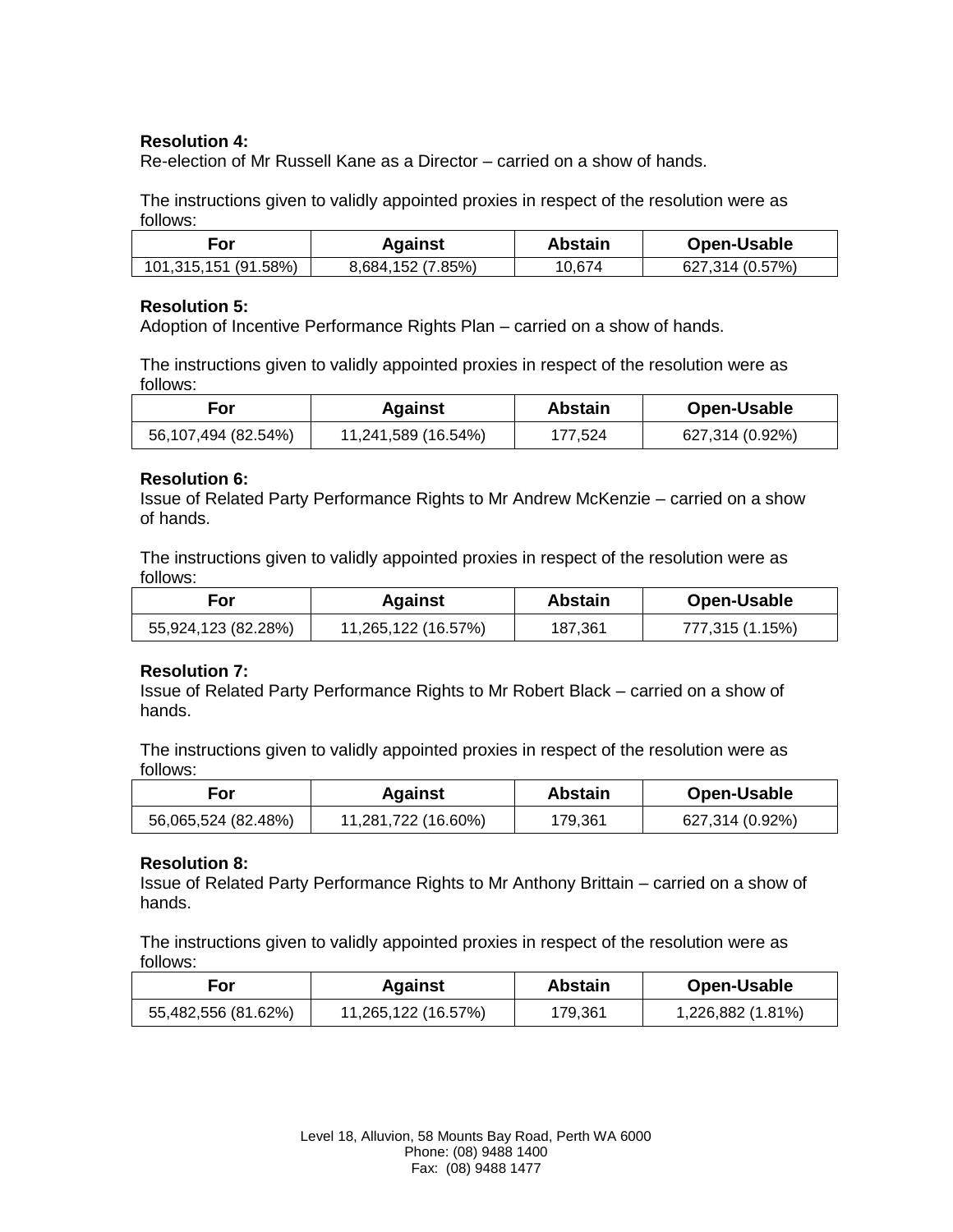**Resolution 4:**
Re-election of Mr Russell Kane as a Director – carried on a show of hands.

The instructions given to validly appointed proxies in respect of the resolution were as follows:

| For | Against | Abstain | Open-Usable |
|---|---|---|---|
| 101,315,151 (91.58%) | 8,684,152 (7.85%) | 10,674 | 627,314 (0.57%) |

**Resolution 5:**
Adoption of Incentive Performance Rights Plan – carried on a show of hands.

The instructions given to validly appointed proxies in respect of the resolution were as follows:

| For | Against | Abstain | Open-Usable |
|---|---|---|---|
| 56,107,494 (82.54%) | 11,241,589 (16.54%) | 177,524 | 627,314 (0.92%) |

**Resolution 6:**
Issue of Related Party Performance Rights to Mr Andrew McKenzie – carried on a show of hands.

The instructions given to validly appointed proxies in respect of the resolution were as follows:

| For | Against | Abstain | Open-Usable |
|---|---|---|---|
| 55,924,123 (82.28%) | 11,265,122 (16.57%) | 187,361 | 777,315 (1.15%) |

**Resolution 7:**
Issue of Related Party Performance Rights to Mr Robert Black – carried on a show of hands.

The instructions given to validly appointed proxies in respect of the resolution were as follows:

| For | Against | Abstain | Open-Usable |
|---|---|---|---|
| 56,065,524 (82.48%) | 11,281,722 (16.60%) | 179,361 | 627,314 (0.92%) |

**Resolution 8:**
Issue of Related Party Performance Rights to Mr Anthony Brittain – carried on a show of hands.

The instructions given to validly appointed proxies in respect of the resolution were as follows:

| For | Against | Abstain | Open-Usable |
|---|---|---|---|
| 55,482,556 (81.62%) | 11,265,122 (16.57%) | 179,361 | 1,226,882 (1.81%) |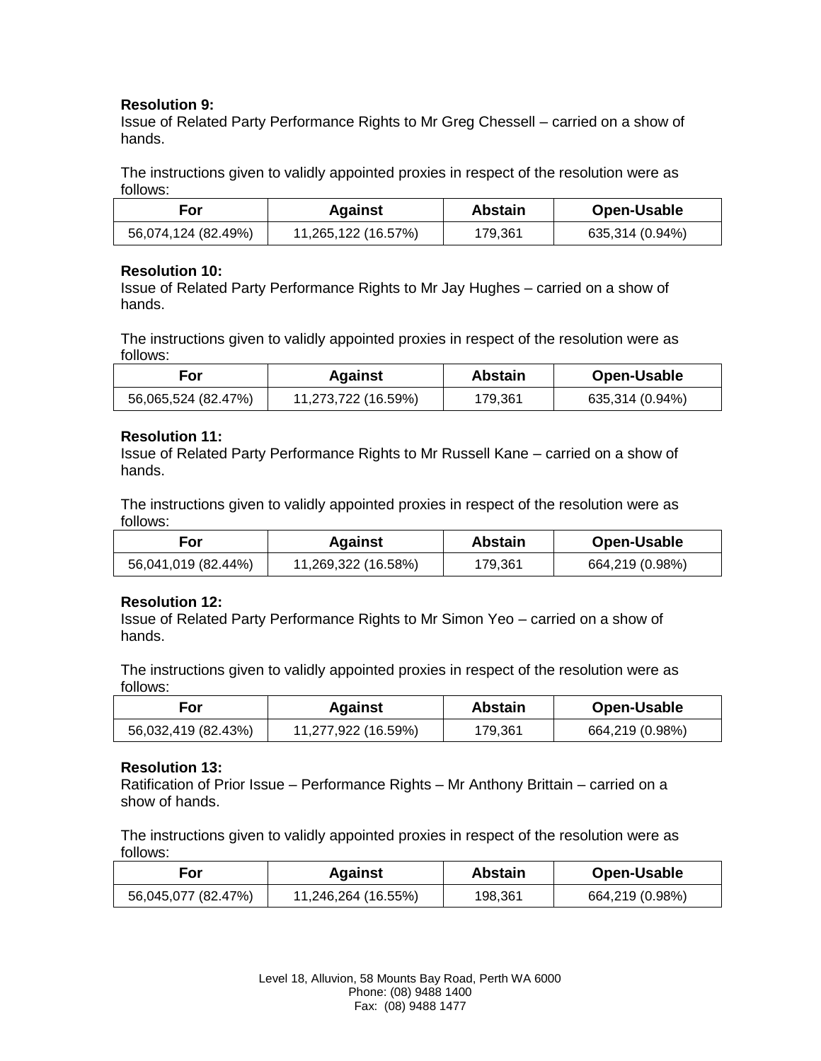**Resolution 9:**
Issue of Related Party Performance Rights to Mr Greg Chessell – carried on a show of hands.

The instructions given to validly appointed proxies in respect of the resolution were as follows:

| For | Against | Abstain | Open-Usable |
|---|---|---|---|
| 56,074,124 (82.49%) | 11,265,122 (16.57%) | 179,361 | 635,314 (0.94%) |

**Resolution 10:**
Issue of Related Party Performance Rights to Mr Jay Hughes – carried on a show of hands.

The instructions given to validly appointed proxies in respect of the resolution were as follows:

| For | Against | Abstain | Open-Usable |
|---|---|---|---|
| 56,065,524 (82.47%) | 11,273,722 (16.59%) | 179,361 | 635,314 (0.94%) |

**Resolution 11:**
Issue of Related Party Performance Rights to Mr Russell Kane – carried on a show of hands.

The instructions given to validly appointed proxies in respect of the resolution were as follows:

| For | Against | Abstain | Open-Usable |
|---|---|---|---|
| 56,041,019 (82.44%) | 11,269,322 (16.58%) | 179,361 | 664,219 (0.98%) |

**Resolution 12:**
Issue of Related Party Performance Rights to Mr Simon Yeo – carried on a show of hands.

The instructions given to validly appointed proxies in respect of the resolution were as follows:

| For | Against | Abstain | Open-Usable |
|---|---|---|---|
| 56,032,419 (82.43%) | 11,277,922 (16.59%) | 179,361 | 664,219 (0.98%) |

**Resolution 13:**
Ratification of Prior Issue – Performance Rights – Mr Anthony Brittain – carried on a show of hands.

The instructions given to validly appointed proxies in respect of the resolution were as follows:

| For | Against | Abstain | Open-Usable |
|---|---|---|---|
| 56,045,077 (82.47%) | 11,246,264 (16.55%) | 198,361 | 664,219 (0.98%) |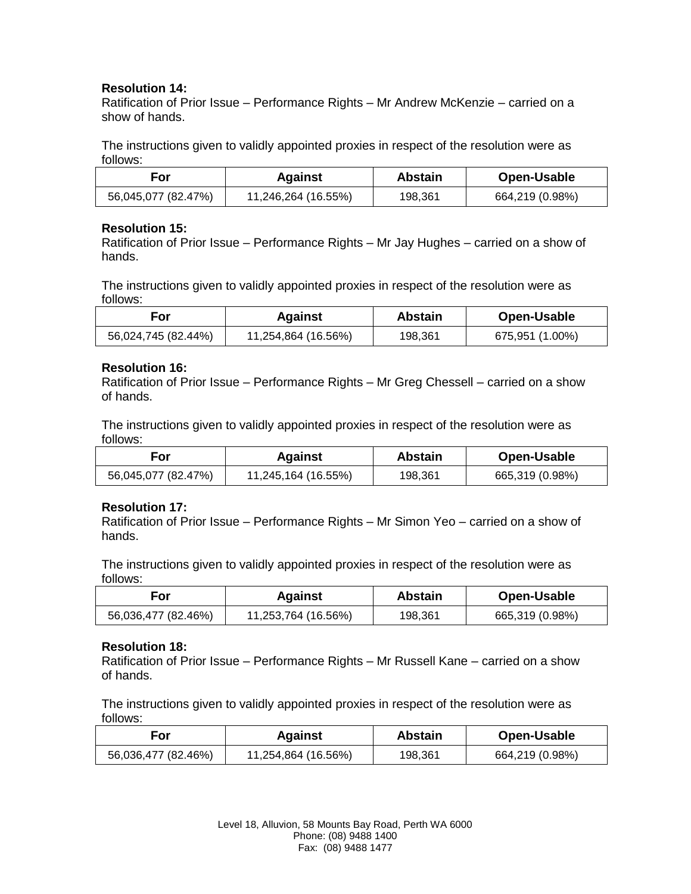**Resolution 14:**
Ratification of Prior Issue – Performance Rights – Mr Andrew McKenzie – carried on a show of hands.

The instructions given to validly appointed proxies in respect of the resolution were as follows:

| For | Against | Abstain | Open-Usable |
|---|---|---|---|
| 56,045,077 (82.47%) | 11,246,264 (16.55%) | 198,361 | 664,219 (0.98%) |

**Resolution 15:**
Ratification of Prior Issue – Performance Rights – Mr Jay Hughes – carried on a show of hands.

The instructions given to validly appointed proxies in respect of the resolution were as follows:

| For | Against | Abstain | Open-Usable |
|---|---|---|---|
| 56,024,745 (82.44%) | 11,254,864 (16.56%) | 198,361 | 675,951 (1.00%) |

**Resolution 16:**
Ratification of Prior Issue – Performance Rights – Mr Greg Chessell – carried on a show of hands.

The instructions given to validly appointed proxies in respect of the resolution were as follows:

| For | Against | Abstain | Open-Usable |
|---|---|---|---|
| 56,045,077 (82.47%) | 11,245,164 (16.55%) | 198,361 | 665,319 (0.98%) |

**Resolution 17:**
Ratification of Prior Issue – Performance Rights – Mr Simon Yeo – carried on a show of hands.

The instructions given to validly appointed proxies in respect of the resolution were as follows:

| For | Against | Abstain | Open-Usable |
|---|---|---|---|
| 56,036,477 (82.46%) | 11,253,764 (16.56%) | 198,361 | 665,319 (0.98%) |

**Resolution 18:**
Ratification of Prior Issue – Performance Rights – Mr Russell Kane – carried on a show of hands.

The instructions given to validly appointed proxies in respect of the resolution were as follows:

| For | Against | Abstain | Open-Usable |
|---|---|---|---|
| 56,036,477 (82.46%) | 11,254,864 (16.56%) | 198,361 | 664,219 (0.98%) |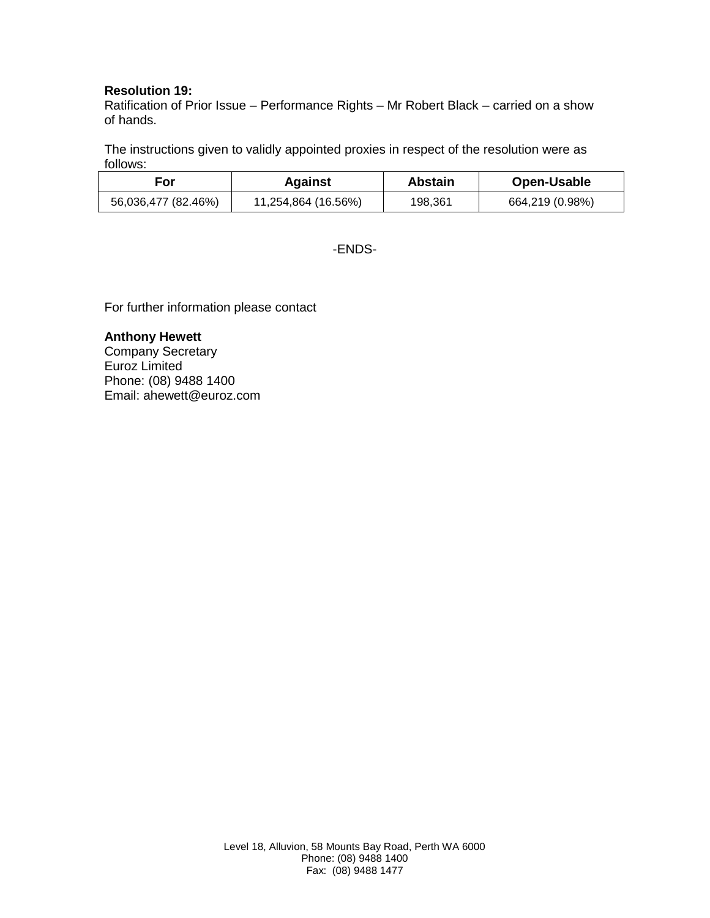**Resolution 19:**
Ratification of Prior Issue – Performance Rights – Mr Robert Black – carried on a show of hands.

The instructions given to validly appointed proxies in respect of the resolution were as follows:

| For | Against | Abstain | Open-Usable |
|---|---|---|---|
| 56,036,477 (82.46%) | 11,254,864 (16.56%) | 198,361 | 664,219 (0.98%) |

-ENDS-

For further information please contact

**Anthony Hewett**
Company Secretary
Euroz Limited
Phone: (08) 9488 1400
Email: ahewett@euroz.com

Level 18, Alluvion, 58 Mounts Bay Road, Perth WA 6000
Phone: (08) 9488 1400
Fax: (08) 9488 1477